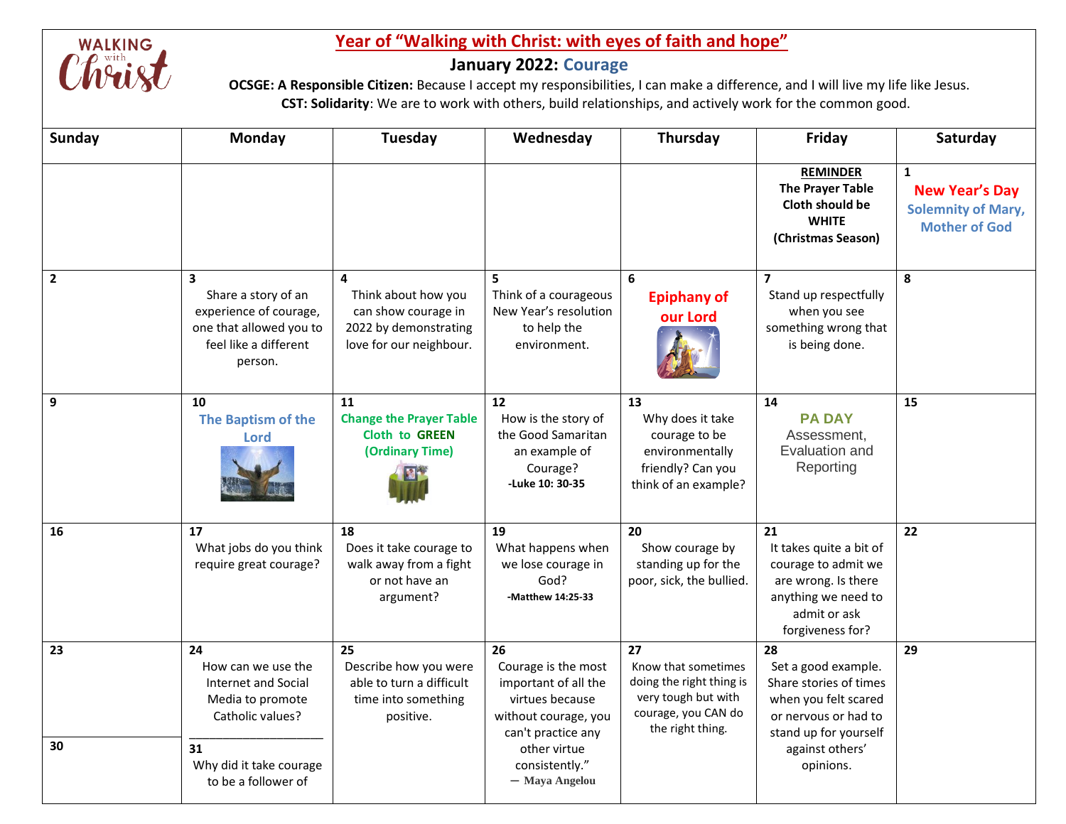# Year of "Walking with Christ: with eyes of faith and hope"

## January 2022: Courage

**OCSGE: A Responsible Citizen:** Because I accept my responsibilities, I can make a difference, and I will live my life like Jesus.

**CST: Solidarity**: We are to work with others, build relationships, and actively work for the common good.

| Sunday | Monday | Tuesday | Wednesday | Thursday | Friday | Saturday |
|---|---|---|---|---|---|---|
| | | | | | **REMINDER** The Prayer Table Cloth should be WHITE (Christmas Season) | 1 New Year's Day Solemnity of Mary, Mother of God |
| 2 | 3 Share a story of an experience of courage, one that allowed you to feel like a different person. | 4 Think about how you can show courage in 2022 by demonstrating love for our neighbour. | 5 Think of a courageous New Year's resolution to help the environment. | 6 Epiphany of our Lord | 7 Stand up respectfully when you see something wrong that is being done. | 8 |
| 9 | 10 The Baptism of the Lord | 11 Change the Prayer Table Cloth to GREEN (Ordinary Time) | 12 How is the story of the Good Samaritan an example of Courage? **-Luke 10: 30-35** | 13 Why does it take courage to be environmentally friendly? Can you think of an example? | 14 PA DAY Assessment, Evaluation and Reporting | 15 |
| 16 | 17 What jobs do you think require great courage? | 18 Does it take courage to walk away from a fight or not have an argument? | 19 What happens when we lose courage in God? **-Matthew 14:25-33** | 20 Show courage by standing up for the poor, sick, the bullied. | 21 It takes quite a bit of courage to admit we are wrong. Is there anything we need to admit or ask forgiveness for? | 22 |
| 23 | 24 How can we use the Internet and Social Media to promote Catholic values? | 25 Describe how you were able to turn a difficult time into something positive. | 26 Courage is the most important of all the virtues because without courage, you can't practice any other virtue consistently." — Maya Angelou | 27 Know that sometimes doing the right thing is very tough but with courage, you CAN do the right thing. | 28 Set a good example. Share stories of times when you felt scared or nervous or had to stand up for yourself against others' opinions. | 29 |
| 30 | 31 Why did it take courage to be a follower of | | | | | |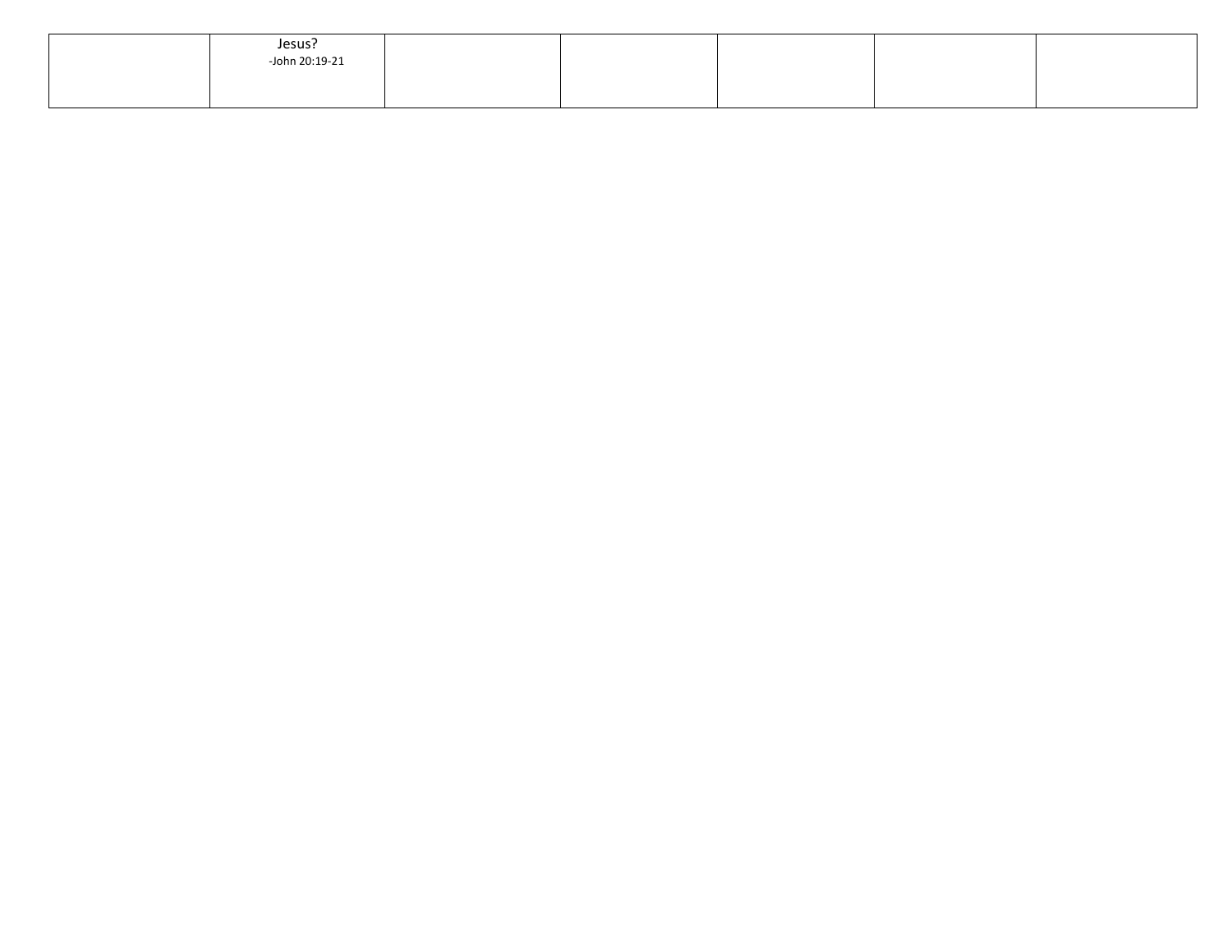| | | | | | | |
|---|---|---|---|---|---|---|
| | Jesus?<br>-John 20:19-21 | | | | | |